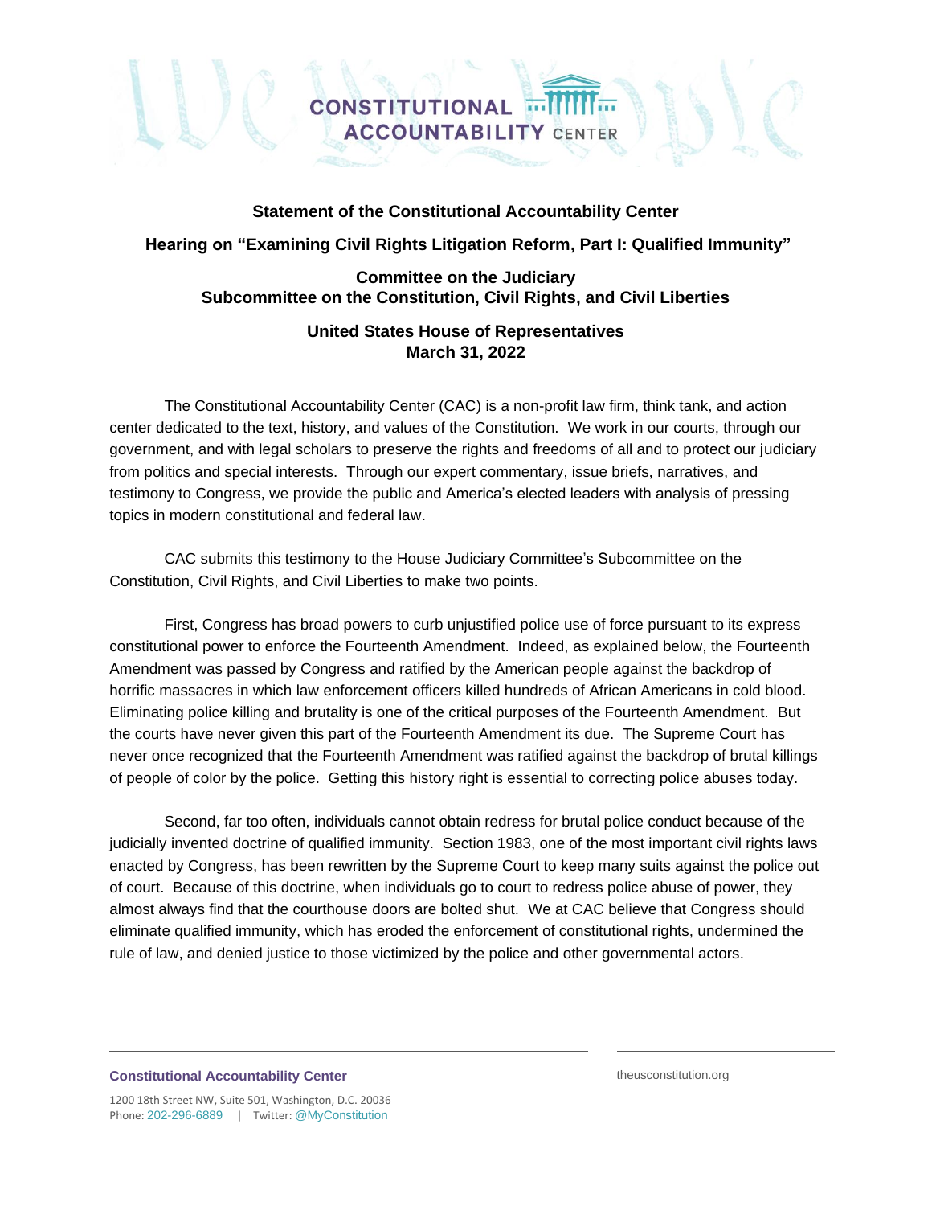**Statement of the Constitutional Accountability Center**

**Hearing on "Examining Civil Rights Litigation Reform, Part I: Qualified Immunity"**

**Committee on the Judiciary**
**Subcommittee on the Constitution, Civil Rights, and Civil Liberties**

**United States House of Representatives**
**March 31, 2022**

The Constitutional Accountability Center (CAC) is a non-profit law firm, think tank, and action center dedicated to the text, history, and values of the Constitution. We work in our courts, through our government, and with legal scholars to preserve the rights and freedoms of all and to protect our judiciary from politics and special interests. Through our expert commentary, issue briefs, narratives, and testimony to Congress, we provide the public and America's elected leaders with analysis of pressing topics in modern constitutional and federal law.

CAC submits this testimony to the House Judiciary Committee's Subcommittee on the Constitution, Civil Rights, and Civil Liberties to make two points.

First, Congress has broad powers to curb unjustified police use of force pursuant to its express constitutional power to enforce the Fourteenth Amendment. Indeed, as explained below, the Fourteenth Amendment was passed by Congress and ratified by the American people against the backdrop of horrific massacres in which law enforcement officers killed hundreds of African Americans in cold blood. Eliminating police killing and brutality is one of the critical purposes of the Fourteenth Amendment. But the courts have never given this part of the Fourteenth Amendment its due. The Supreme Court has never once recognized that the Fourteenth Amendment was ratified against the backdrop of brutal killings of people of color by the police. Getting this history right is essential to correcting police abuses today.

Second, far too often, individuals cannot obtain redress for brutal police conduct because of the judicially invented doctrine of qualified immunity. Section 1983, one of the most important civil rights laws enacted by Congress, has been rewritten by the Supreme Court to keep many suits against the police out of court. Because of this doctrine, when individuals go to court to redress police abuse of power, they almost always find that the courthouse doors are bolted shut. We at CAC believe that Congress should eliminate qualified immunity, which has eroded the enforcement of constitutional rights, undermined the rule of law, and denied justice to those victimized by the police and other governmental actors.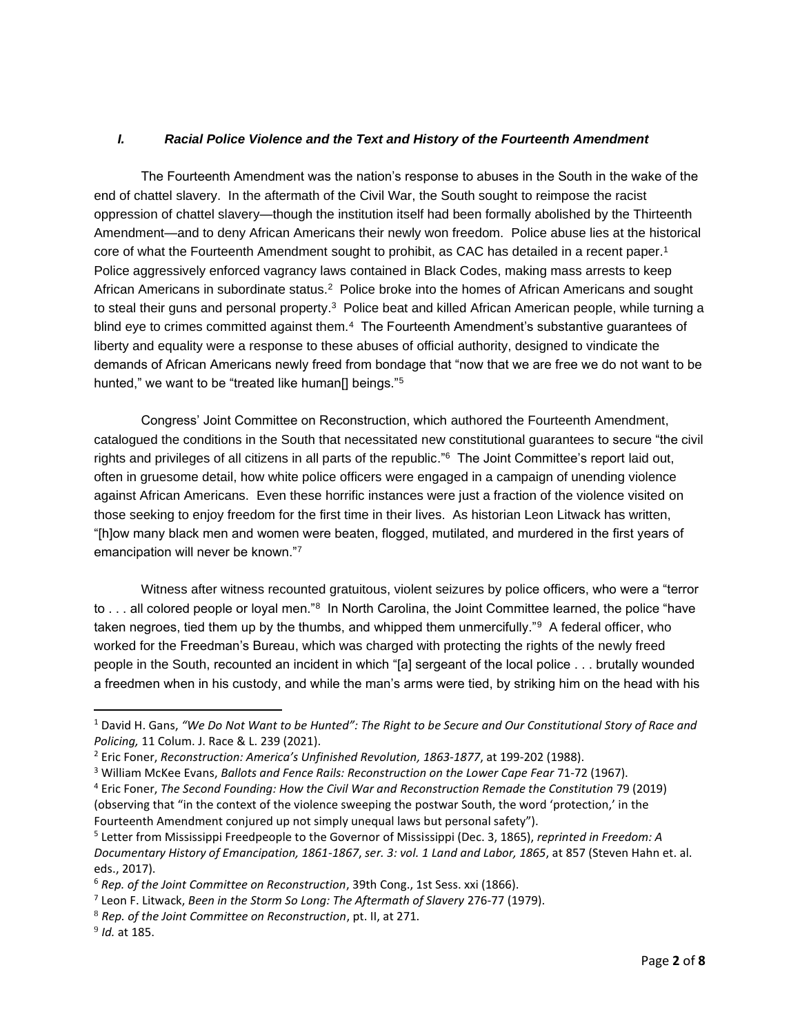### *I. Racial Police Violence and the Text and History of the Fourteenth Amendment*

The Fourteenth Amendment was the nation's response to abuses in the South in the wake of the end of chattel slavery. In the aftermath of the Civil War, the South sought to reimpose the racist oppression of chattel slavery—though the institution itself had been formally abolished by the Thirteenth Amendment—and to deny African Americans their newly won freedom. Police abuse lies at the historical core of what the Fourteenth Amendment sought to prohibit, as CAC has detailed in a recent paper.[1] Police aggressively enforced vagrancy laws contained in Black Codes, making mass arrests to keep African Americans in subordinate status.[2] Police broke into the homes of African Americans and sought to steal their guns and personal property.[3] Police beat and killed African American people, while turning a blind eye to crimes committed against them.[4] The Fourteenth Amendment's substantive guarantees of liberty and equality were a response to these abuses of official authority, designed to vindicate the demands of African Americans newly freed from bondage that "now that we are free we do not want to be hunted," we want to be "treated like human[] beings."[5]

Congress' Joint Committee on Reconstruction, which authored the Fourteenth Amendment, catalogued the conditions in the South that necessitated new constitutional guarantees to secure "the civil rights and privileges of all citizens in all parts of the republic."[6] The Joint Committee's report laid out, often in gruesome detail, how white police officers were engaged in a campaign of unending violence against African Americans. Even these horrific instances were just a fraction of the violence visited on those seeking to enjoy freedom for the first time in their lives. As historian Leon Litwack has written, "[h]ow many black men and women were beaten, flogged, mutilated, and murdered in the first years of emancipation will never be known."[7]

Witness after witness recounted gratuitous, violent seizures by police officers, who were a "terror to . . . all colored people or loyal men."[8] In North Carolina, the Joint Committee learned, the police "have taken negroes, tied them up by the thumbs, and whipped them unmercifully."[9] A federal officer, who worked for the Freedman's Bureau, which was charged with protecting the rights of the newly freed people in the South, recounted an incident in which "[a] sergeant of the local police . . . brutally wounded a freedmen when in his custody, and while the man's arms were tied, by striking him on the head with his

---

[1] David H. Gans, *"We Do Not Want to be Hunted": The Right to be Secure and Our Constitutional Story of Race and Policing,* 11 Colum. J. Race & L. 239 (2021).

[2] Eric Foner, *Reconstruction: America's Unfinished Revolution, 1863-1877*, at 199-202 (1988).

[3] William McKee Evans, *Ballots and Fence Rails: Reconstruction on the Lower Cape Fear* 71-72 (1967).

[4] Eric Foner, *The Second Founding: How the Civil War and Reconstruction Remade the Constitution* 79 (2019) (observing that "in the context of the violence sweeping the postwar South, the word 'protection,' in the Fourteenth Amendment conjured up not simply unequal laws but personal safety").

[5] Letter from Mississippi Freedpeople to the Governor of Mississippi (Dec. 3, 1865), *reprinted in Freedom: A Documentary History of Emancipation, 1861-1867*, *ser. 3: vol. 1 Land and Labor, 1865*, at 857 (Steven Hahn et. al. eds., 2017).

[6] *Rep. of the Joint Committee on Reconstruction*, 39th Cong., 1st Sess. xxi (1866).

[7] Leon F. Litwack, *Been in the Storm So Long: The Aftermath of Slavery* 276-77 (1979).

[8] *Rep. of the Joint Committee on Reconstruction*, pt. II, at 271.

[9] *Id.* at 185.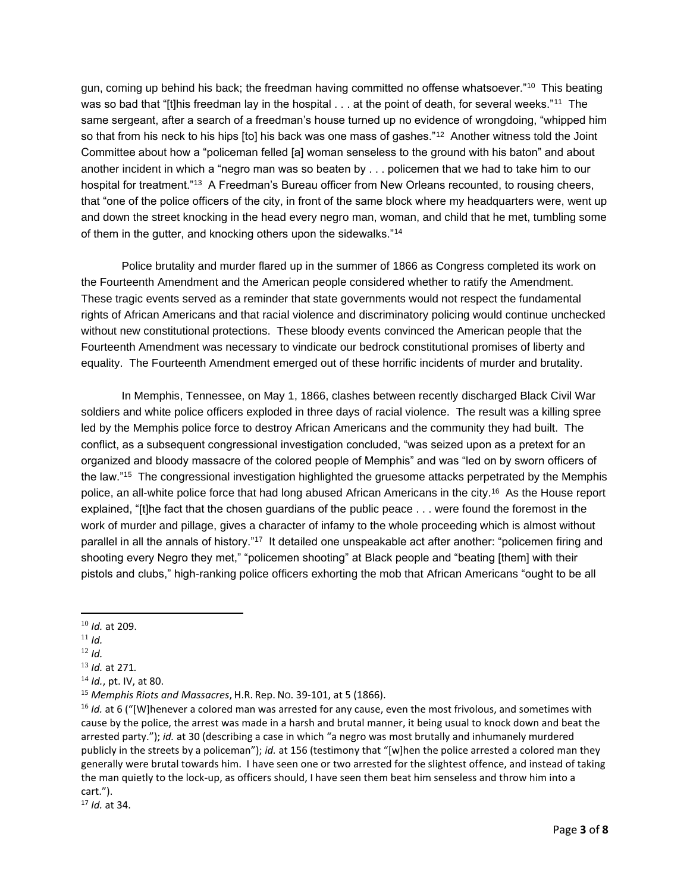gun, coming up behind his back; the freedman having committed no offense whatsoever."[10] This beating was so bad that "[t]his freedman lay in the hospital . . . at the point of death, for several weeks."[11] The same sergeant, after a search of a freedman's house turned up no evidence of wrongdoing, "whipped him so that from his neck to his hips [to] his back was one mass of gashes."[12] Another witness told the Joint Committee about how a "policeman felled [a] woman senseless to the ground with his baton" and about another incident in which a "negro man was so beaten by . . . policemen that we had to take him to our hospital for treatment."[13] A Freedman's Bureau officer from New Orleans recounted, to rousing cheers, that "one of the police officers of the city, in front of the same block where my headquarters were, went up and down the street knocking in the head every negro man, woman, and child that he met, tumbling some of them in the gutter, and knocking others upon the sidewalks."[14]

Police brutality and murder flared up in the summer of 1866 as Congress completed its work on the Fourteenth Amendment and the American people considered whether to ratify the Amendment. These tragic events served as a reminder that state governments would not respect the fundamental rights of African Americans and that racial violence and discriminatory policing would continue unchecked without new constitutional protections. These bloody events convinced the American people that the Fourteenth Amendment was necessary to vindicate our bedrock constitutional promises of liberty and equality. The Fourteenth Amendment emerged out of these horrific incidents of murder and brutality.

In Memphis, Tennessee, on May 1, 1866, clashes between recently discharged Black Civil War soldiers and white police officers exploded in three days of racial violence. The result was a killing spree led by the Memphis police force to destroy African Americans and the community they had built. The conflict, as a subsequent congressional investigation concluded, "was seized upon as a pretext for an organized and bloody massacre of the colored people of Memphis" and was "led on by sworn officers of the law."[15] The congressional investigation highlighted the gruesome attacks perpetrated by the Memphis police, an all-white police force that had long abused African Americans in the city.[16] As the House report explained, "[t]he fact that the chosen guardians of the public peace . . . were found the foremost in the work of murder and pillage, gives a character of infamy to the whole proceeding which is almost without parallel in all the annals of history."[17] It detailed one unspeakable act after another: "policemen firing and shooting every Negro they met," "policemen shooting" at Black people and "beating [them] with their pistols and clubs," high-ranking police officers exhorting the mob that African Americans "ought to be all

---

[10] *Id.* at 209.

[11] *Id.*

[12] *Id.*

[13] *Id.* at 271.

[14] *Id.*, pt. IV, at 80.

[15] *Memphis Riots and Massacres*, H.R. Rep. No. 39-101, at 5 (1866).

[16] *Id.* at 6 ("[W]henever a colored man was arrested for any cause, even the most frivolous, and sometimes with cause by the police, the arrest was made in a harsh and brutal manner, it being usual to knock down and beat the arrested party."); *id.* at 30 (describing a case in which "a negro was most brutally and inhumanely murdered publicly in the streets by a policeman"); *id.* at 156 (testimony that "[w]hen the police arrested a colored man they generally were brutal towards him. I have seen one or two arrested for the slightest offence, and instead of taking the man quietly to the lock-up, as officers should, I have seen them beat him senseless and throw him into a cart.").

[17] *Id.* at 34.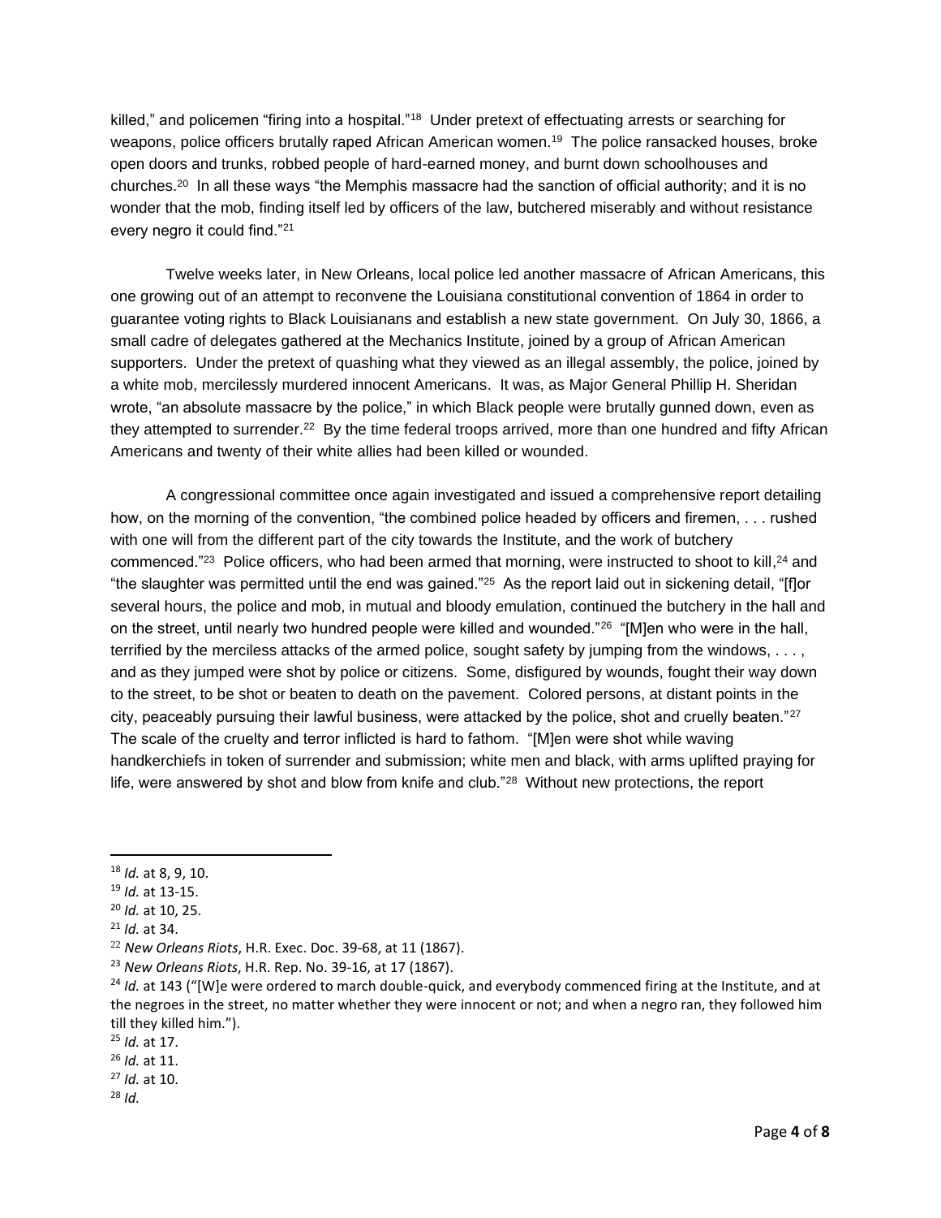killed," and policemen "firing into a hospital."[18] Under pretext of effectuating arrests or searching for weapons, police officers brutally raped African American women.[19] The police ransacked houses, broke open doors and trunks, robbed people of hard-earned money, and burnt down schoolhouses and churches.[20] In all these ways "the Memphis massacre had the sanction of official authority; and it is no wonder that the mob, finding itself led by officers of the law, butchered miserably and without resistance every negro it could find."[21]

Twelve weeks later, in New Orleans, local police led another massacre of African Americans, this one growing out of an attempt to reconvene the Louisiana constitutional convention of 1864 in order to guarantee voting rights to Black Louisianans and establish a new state government. On July 30, 1866, a small cadre of delegates gathered at the Mechanics Institute, joined by a group of African American supporters. Under the pretext of quashing what they viewed as an illegal assembly, the police, joined by a white mob, mercilessly murdered innocent Americans. It was, as Major General Phillip H. Sheridan wrote, "an absolute massacre by the police," in which Black people were brutally gunned down, even as they attempted to surrender.[22] By the time federal troops arrived, more than one hundred and fifty African Americans and twenty of their white allies had been killed or wounded.

A congressional committee once again investigated and issued a comprehensive report detailing how, on the morning of the convention, "the combined police headed by officers and firemen, . . . rushed with one will from the different part of the city towards the Institute, and the work of butchery commenced."[23] Police officers, who had been armed that morning, were instructed to shoot to kill,[24] and "the slaughter was permitted until the end was gained."[25] As the report laid out in sickening detail, "[f]or several hours, the police and mob, in mutual and bloody emulation, continued the butchery in the hall and on the street, until nearly two hundred people were killed and wounded."[26] "[M]en who were in the hall, terrified by the merciless attacks of the armed police, sought safety by jumping from the windows, . . . , and as they jumped were shot by police or citizens. Some, disfigured by wounds, fought their way down to the street, to be shot or beaten to death on the pavement. Colored persons, at distant points in the city, peaceably pursuing their lawful business, were attacked by the police, shot and cruelly beaten."[27] The scale of the cruelty and terror inflicted is hard to fathom. "[M]en were shot while waving handkerchiefs in token of surrender and submission; white men and black, with arms uplifted praying for life, were answered by shot and blow from knife and club."[28] Without new protections, the report

---

[18] *Id.* at 8, 9, 10.

[19] *Id.* at 13-15.

[20] *Id.* at 10, 25.

[21] *Id.* at 34.

[22] *New Orleans Riots*, H.R. Exec. Doc. 39-68, at 11 (1867).

[23] *New Orleans Riots*, H.R. Rep. No. 39-16, at 17 (1867).

[24] *Id.* at 143 ("[W]e were ordered to march double-quick, and everybody commenced firing at the Institute, and at the negroes in the street, no matter whether they were innocent or not; and when a negro ran, they followed him till they killed him.").

[25] *Id.* at 17.

[26] *Id.* at 11.

[27] *Id.* at 10.

[28] *Id.*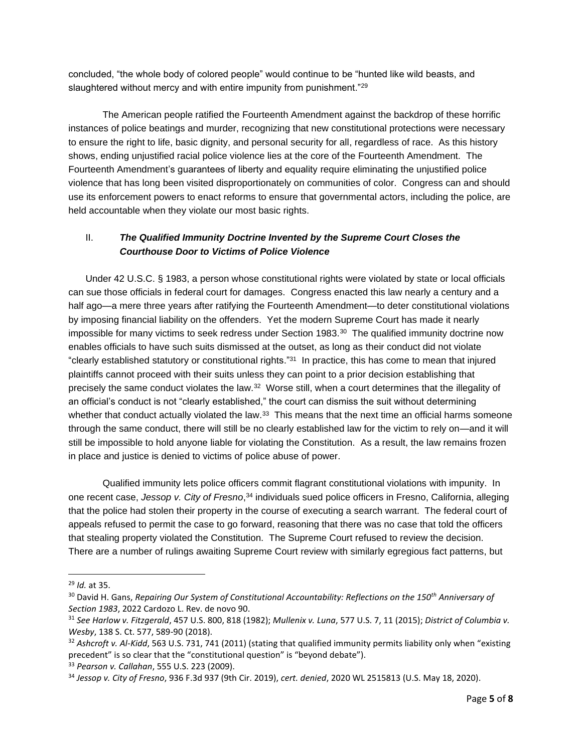concluded, "the whole body of colored people" would continue to be "hunted like wild beasts, and slaughtered without mercy and with entire impunity from punishment."[29]

The American people ratified the Fourteenth Amendment against the backdrop of these horrific instances of police beatings and murder, recognizing that new constitutional protections were necessary to ensure the right to life, basic dignity, and personal security for all, regardless of race. As this history shows, ending unjustified racial police violence lies at the core of the Fourteenth Amendment. The Fourteenth Amendment's guarantees of liberty and equality require eliminating the unjustified police violence that has long been visited disproportionately on communities of color. Congress can and should use its enforcement powers to enact reforms to ensure that governmental actors, including the police, are held accountable when they violate our most basic rights.

## II. *The Qualified Immunity Doctrine Invented by the Supreme Court Closes the Courthouse Door to Victims of Police Violence*

Under 42 U.S.C. § 1983, a person whose constitutional rights were violated by state or local officials can sue those officials in federal court for damages. Congress enacted this law nearly a century and a half ago—a mere three years after ratifying the Fourteenth Amendment—to deter constitutional violations by imposing financial liability on the offenders. Yet the modern Supreme Court has made it nearly impossible for many victims to seek redress under Section 1983.[30] The qualified immunity doctrine now enables officials to have such suits dismissed at the outset, as long as their conduct did not violate "clearly established statutory or constitutional rights."[31] In practice, this has come to mean that injured plaintiffs cannot proceed with their suits unless they can point to a prior decision establishing that precisely the same conduct violates the law.[32] Worse still, when a court determines that the illegality of an official's conduct is not "clearly established," the court can dismiss the suit without determining whether that conduct actually violated the law.[33] This means that the next time an official harms someone through the same conduct, there will still be no clearly established law for the victim to rely on—and it will still be impossible to hold anyone liable for violating the Constitution. As a result, the law remains frozen in place and justice is denied to victims of police abuse of power.

Qualified immunity lets police officers commit flagrant constitutional violations with impunity. In one recent case, *Jessop v. City of Fresno*,[34] individuals sued police officers in Fresno, California, alleging that the police had stolen their property in the course of executing a search warrant. The federal court of appeals refused to permit the case to go forward, reasoning that there was no case that told the officers that stealing property violated the Constitution. The Supreme Court refused to review the decision. There are a number of rulings awaiting Supreme Court review with similarly egregious fact patterns, but

---

[29] *Id.* at 35.

[30] David H. Gans, *Repairing Our System of Constitutional Accountability: Reflections on the 150th Anniversary of Section 1983*, 2022 Cardozo L. Rev. de novo 90.

[31] *See Harlow v. Fitzgerald*, 457 U.S. 800, 818 (1982); *Mullenix v. Luna*, 577 U.S. 7, 11 (2015); *District of Columbia v. Wesby*, 138 S. Ct. 577, 589-90 (2018).

[32] *Ashcroft v. Al-Kidd*, 563 U.S. 731, 741 (2011) (stating that qualified immunity permits liability only when "existing precedent" is so clear that the "constitutional question" is "beyond debate").

[33] *Pearson v. Callahan*, 555 U.S. 223 (2009).

[34] *Jessop v. City of Fresno*, 936 F.3d 937 (9th Cir. 2019), *cert. denied*, 2020 WL 2515813 (U.S. May 18, 2020).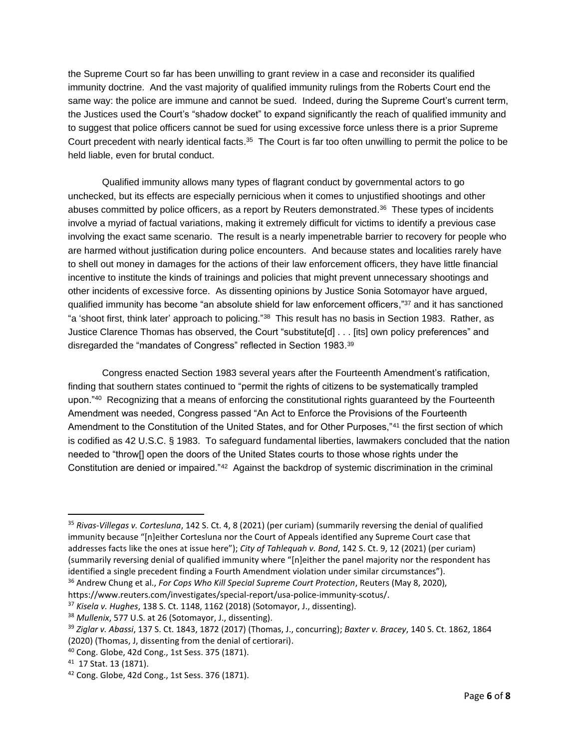the Supreme Court so far has been unwilling to grant review in a case and reconsider its qualified immunity doctrine. And the vast majority of qualified immunity rulings from the Roberts Court end the same way: the police are immune and cannot be sued. Indeed, during the Supreme Court's current term, the Justices used the Court's "shadow docket" to expand significantly the reach of qualified immunity and to suggest that police officers cannot be sued for using excessive force unless there is a prior Supreme Court precedent with nearly identical facts.[35] The Court is far too often unwilling to permit the police to be held liable, even for brutal conduct.

Qualified immunity allows many types of flagrant conduct by governmental actors to go unchecked, but its effects are especially pernicious when it comes to unjustified shootings and other abuses committed by police officers, as a report by Reuters demonstrated.[36] These types of incidents involve a myriad of factual variations, making it extremely difficult for victims to identify a previous case involving the exact same scenario. The result is a nearly impenetrable barrier to recovery for people who are harmed without justification during police encounters. And because states and localities rarely have to shell out money in damages for the actions of their law enforcement officers, they have little financial incentive to institute the kinds of trainings and policies that might prevent unnecessary shootings and other incidents of excessive force. As dissenting opinions by Justice Sonia Sotomayor have argued, qualified immunity has become "an absolute shield for law enforcement officers,"[37] and it has sanctioned "a 'shoot first, think later' approach to policing."[38] This result has no basis in Section 1983. Rather, as Justice Clarence Thomas has observed, the Court "substitute[d] . . . [its] own policy preferences" and disregarded the "mandates of Congress" reflected in Section 1983.[39]

Congress enacted Section 1983 several years after the Fourteenth Amendment's ratification, finding that southern states continued to "permit the rights of citizens to be systematically trampled upon."[40] Recognizing that a means of enforcing the constitutional rights guaranteed by the Fourteenth Amendment was needed, Congress passed "An Act to Enforce the Provisions of the Fourteenth Amendment to the Constitution of the United States, and for Other Purposes,"[41] the first section of which is codified as 42 U.S.C. § 1983. To safeguard fundamental liberties, lawmakers concluded that the nation needed to "throw[] open the doors of the United States courts to those whose rights under the Constitution are denied or impaired."[42] Against the backdrop of systemic discrimination in the criminal

---

[35] *Rivas-Villegas v. Cortesluna*, 142 S. Ct. 4, 8 (2021) (per curiam) (summarily reversing the denial of qualified immunity because "[n]either Cortesluna nor the Court of Appeals identified any Supreme Court case that addresses facts like the ones at issue here"); *City of Tahlequah v. Bond*, 142 S. Ct. 9, 12 (2021) (per curiam) (summarily reversing denial of qualified immunity where "[n]either the panel majority nor the respondent has identified a single precedent finding a Fourth Amendment violation under similar circumstances").

[36] Andrew Chung et al., *For Cops Who Kill Special Supreme Court Protection*, Reuters (May 8, 2020), https://www.reuters.com/investigates/special-report/usa-police-immunity-scotus/.

[37] *Kisela v. Hughes*, 138 S. Ct. 1148, 1162 (2018) (Sotomayor, J., dissenting).

[38] *Mullenix*, 577 U.S. at 26 (Sotomayor, J., dissenting).

[39] *Ziglar v. Abassi*, 137 S. Ct. 1843, 1872 (2017) (Thomas, J., concurring); *Baxter v. Bracey*, 140 S. Ct. 1862, 1864 (2020) (Thomas, J, dissenting from the denial of certiorari).

[40] Cong. Globe, 42d Cong., 1st Sess. 375 (1871).

[41] 17 Stat. 13 (1871).

[42] Cong. Globe, 42d Cong., 1st Sess. 376 (1871).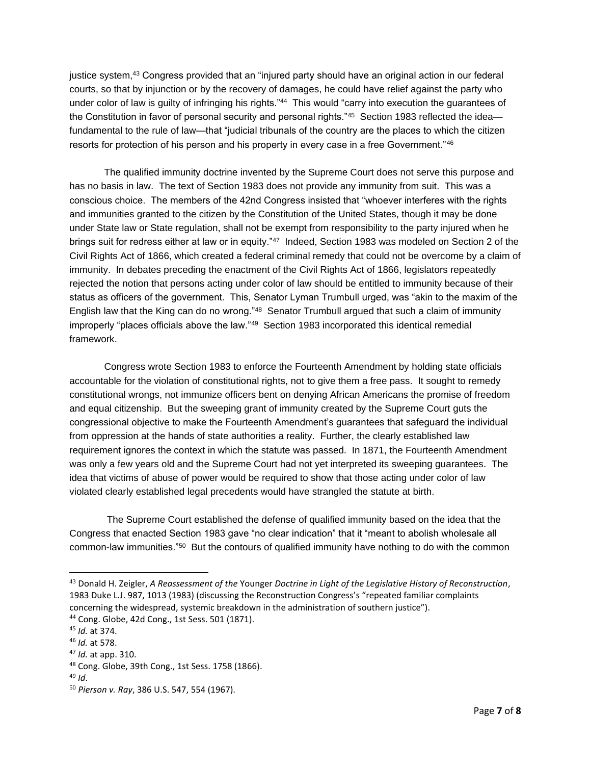justice system,[43] Congress provided that an "injured party should have an original action in our federal courts, so that by injunction or by the recovery of damages, he could have relief against the party who under color of law is guilty of infringing his rights."[44] This would "carry into execution the guarantees of the Constitution in favor of personal security and personal rights."[45] Section 1983 reflected the idea—fundamental to the rule of law—that "judicial tribunals of the country are the places to which the citizen resorts for protection of his person and his property in every case in a free Government."[46]

The qualified immunity doctrine invented by the Supreme Court does not serve this purpose and has no basis in law. The text of Section 1983 does not provide any immunity from suit. This was a conscious choice. The members of the 42nd Congress insisted that "whoever interferes with the rights and immunities granted to the citizen by the Constitution of the United States, though it may be done under State law or State regulation, shall not be exempt from responsibility to the party injured when he brings suit for redress either at law or in equity."[47] Indeed, Section 1983 was modeled on Section 2 of the Civil Rights Act of 1866, which created a federal criminal remedy that could not be overcome by a claim of immunity. In debates preceding the enactment of the Civil Rights Act of 1866, legislators repeatedly rejected the notion that persons acting under color of law should be entitled to immunity because of their status as officers of the government. This, Senator Lyman Trumbull urged, was "akin to the maxim of the English law that the King can do no wrong."[48] Senator Trumbull argued that such a claim of immunity improperly "places officials above the law."[49] Section 1983 incorporated this identical remedial framework.

Congress wrote Section 1983 to enforce the Fourteenth Amendment by holding state officials accountable for the violation of constitutional rights, not to give them a free pass. It sought to remedy constitutional wrongs, not immunize officers bent on denying African Americans the promise of freedom and equal citizenship. But the sweeping grant of immunity created by the Supreme Court guts the congressional objective to make the Fourteenth Amendment's guarantees that safeguard the individual from oppression at the hands of state authorities a reality. Further, the clearly established law requirement ignores the context in which the statute was passed. In 1871, the Fourteenth Amendment was only a few years old and the Supreme Court had not yet interpreted its sweeping guarantees. The idea that victims of abuse of power would be required to show that those acting under color of law violated clearly established legal precedents would have strangled the statute at birth.

The Supreme Court established the defense of qualified immunity based on the idea that the Congress that enacted Section 1983 gave "no clear indication" that it "meant to abolish wholesale all common-law immunities."[50] But the contours of qualified immunity have nothing to do with the common

---

[43] Donald H. Zeigler, *A Reassessment of the* Younger *Doctrine in Light of the Legislative History of Reconstruction*, 1983 Duke L.J. 987, 1013 (1983) (discussing the Reconstruction Congress's "repeated familiar complaints concerning the widespread, systemic breakdown in the administration of southern justice").

[44] Cong. Globe, 42d Cong., 1st Sess. 501 (1871).

[45] *Id.* at 374.

[46] *Id.* at 578.

[47] *Id.* at app. 310.

[48] Cong. Globe, 39th Cong., 1st Sess. 1758 (1866).

[49] *Id*.

[50] *Pierson v. Ray*, 386 U.S. 547, 554 (1967).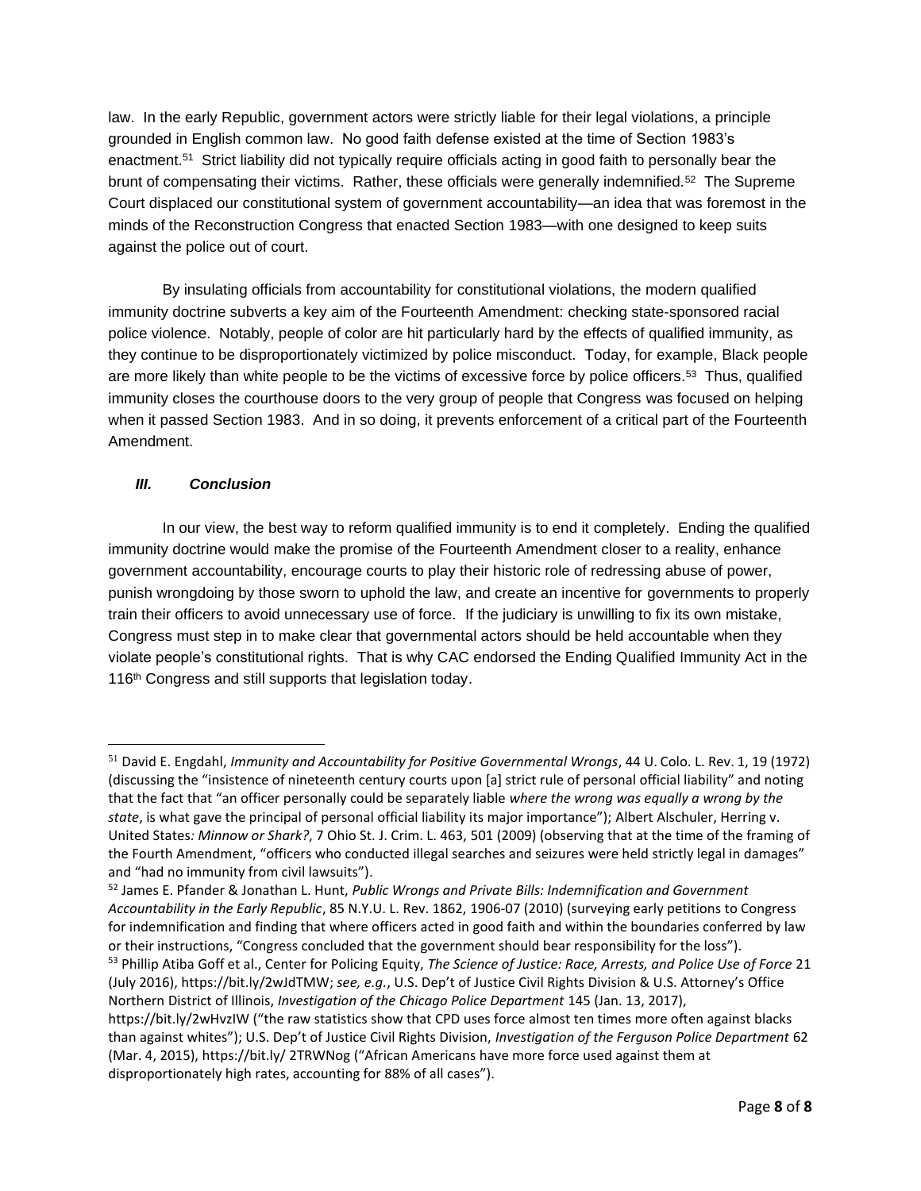law. In the early Republic, government actors were strictly liable for their legal violations, a principle grounded in English common law. No good faith defense existed at the time of Section 1983's enactment.[51] Strict liability did not typically require officials acting in good faith to personally bear the brunt of compensating their victims. Rather, these officials were generally indemnified.[52] The Supreme Court displaced our constitutional system of government accountability—an idea that was foremost in the minds of the Reconstruction Congress that enacted Section 1983—with one designed to keep suits against the police out of court.

By insulating officials from accountability for constitutional violations, the modern qualified immunity doctrine subverts a key aim of the Fourteenth Amendment: checking state-sponsored racial police violence. Notably, people of color are hit particularly hard by the effects of qualified immunity, as they continue to be disproportionately victimized by police misconduct. Today, for example, Black people are more likely than white people to be the victims of excessive force by police officers.[53] Thus, qualified immunity closes the courthouse doors to the very group of people that Congress was focused on helping when it passed Section 1983. And in so doing, it prevents enforcement of a critical part of the Fourteenth Amendment.

### *III. Conclusion*

In our view, the best way to reform qualified immunity is to end it completely. Ending the qualified immunity doctrine would make the promise of the Fourteenth Amendment closer to a reality, enhance government accountability, encourage courts to play their historic role of redressing abuse of power, punish wrongdoing by those sworn to uphold the law, and create an incentive for governments to properly train their officers to avoid unnecessary use of force. If the judiciary is unwilling to fix its own mistake, Congress must step in to make clear that governmental actors should be held accountable when they violate people's constitutional rights. That is why CAC endorsed the Ending Qualified Immunity Act in the 116th Congress and still supports that legislation today.

---

[51] David E. Engdahl, *Immunity and Accountability for Positive Governmental Wrongs*, 44 U. Colo. L. Rev. 1, 19 (1972) (discussing the "insistence of nineteenth century courts upon [a] strict rule of personal official liability" and noting that the fact that "an officer personally could be separately liable *where the wrong was equally a wrong by the state*, is what gave the principal of personal official liability its major importance"); Albert Alschuler, Herring v. United States*: Minnow or Shark?*, 7 Ohio St. J. Crim. L. 463, 501 (2009) (observing that at the time of the framing of the Fourth Amendment, "officers who conducted illegal searches and seizures were held strictly legal in damages" and "had no immunity from civil lawsuits").

[52] James E. Pfander & Jonathan L. Hunt, *Public Wrongs and Private Bills: Indemnification and Government Accountability in the Early Republic*, 85 N.Y.U. L. Rev. 1862, 1906-07 (2010) (surveying early petitions to Congress for indemnification and finding that where officers acted in good faith and within the boundaries conferred by law or their instructions, "Congress concluded that the government should bear responsibility for the loss").

[53] Phillip Atiba Goff et al., Center for Policing Equity, *The Science of Justice: Race, Arrests, and Police Use of Force* 21 (July 2016), https://bit.ly/2wJdTMW; *see, e.g.*, U.S. Dep't of Justice Civil Rights Division & U.S. Attorney's Office Northern District of Illinois, *Investigation of the Chicago Police Department* 145 (Jan. 13, 2017), https://bit.ly/2wHvzIW ("the raw statistics show that CPD uses force almost ten times more often against blacks than against whites"); U.S. Dep't of Justice Civil Rights Division, *Investigation of the Ferguson Police Department* 62 (Mar. 4, 2015), https://bit.ly/ 2TRWNog ("African Americans have more force used against them at disproportionately high rates, accounting for 88% of all cases").